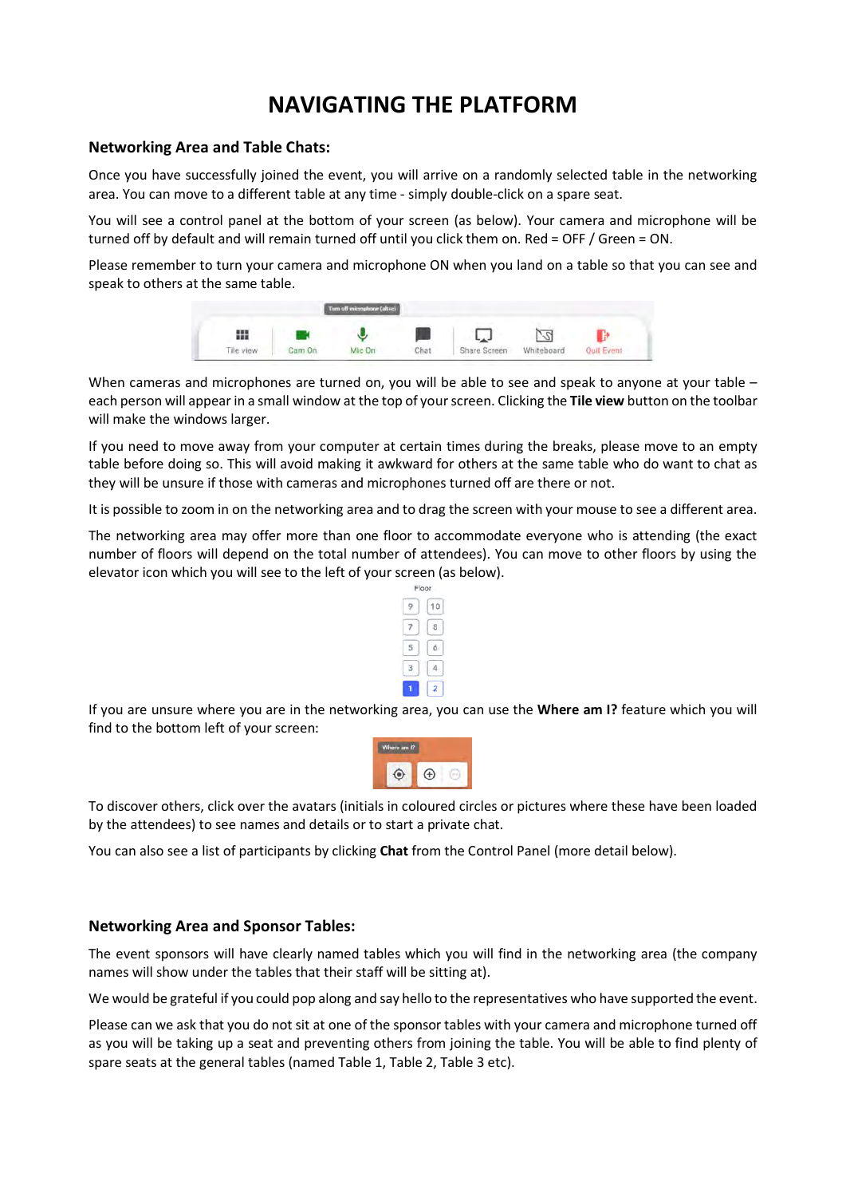# NAVIGATING THE PLATFORM

### Networking Area and Table Chats:

Once you have successfully joined the event, you will arrive on a randomly selected table in the networking area. You can move to a different table at any time - simply double-click on a spare seat.

You will see a control panel at the bottom of your screen (as below). Your camera and microphone will be turned off by default and will remain turned off until you click them on. Red = OFF / Green = ON.

Please remember to turn your camera and microphone ON when you land on a table so that you can see and speak to others at the same table.

When cameras and microphones are turned on, you will be able to see and speak to anyone at your table – each person will appear in a small window at the top of your screen. Clicking the **Tile view** button on the toolbar will make the windows larger.

If you need to move away from your computer at certain times during the breaks, please move to an empty table before doing so. This will avoid making it awkward for others at the same table who do want to chat as they will be unsure if those with cameras and microphones turned off are there or not.

It is possible to zoom in on the networking area and to drag the screen with your mouse to see a different area.

The networking area may offer more than one floor to accommodate everyone who is attending (the exact number of floors will depend on the total number of attendees). You can move to other floors by using the elevator icon which you will see to the left of your screen (as below).

If you are unsure where you are in the networking area, you can use the **Where am I?** feature which you will find to the bottom left of your screen:

To discover others, click over the avatars (initials in coloured circles or pictures where these have been loaded by the attendees) to see names and details or to start a private chat.

You can also see a list of participants by clicking **Chat** from the Control Panel (more detail below).

### Networking Area and Sponsor Tables:

The event sponsors will have clearly named tables which you will find in the networking area (the company names will show under the tables that their staff will be sitting at).

We would be grateful if you could pop along and say hello to the representatives who have supported the event.

Please can we ask that you do not sit at one of the sponsor tables with your camera and microphone turned off as you will be taking up a seat and preventing others from joining the table. You will be able to find plenty of spare seats at the general tables (named Table 1, Table 2, Table 3 etc).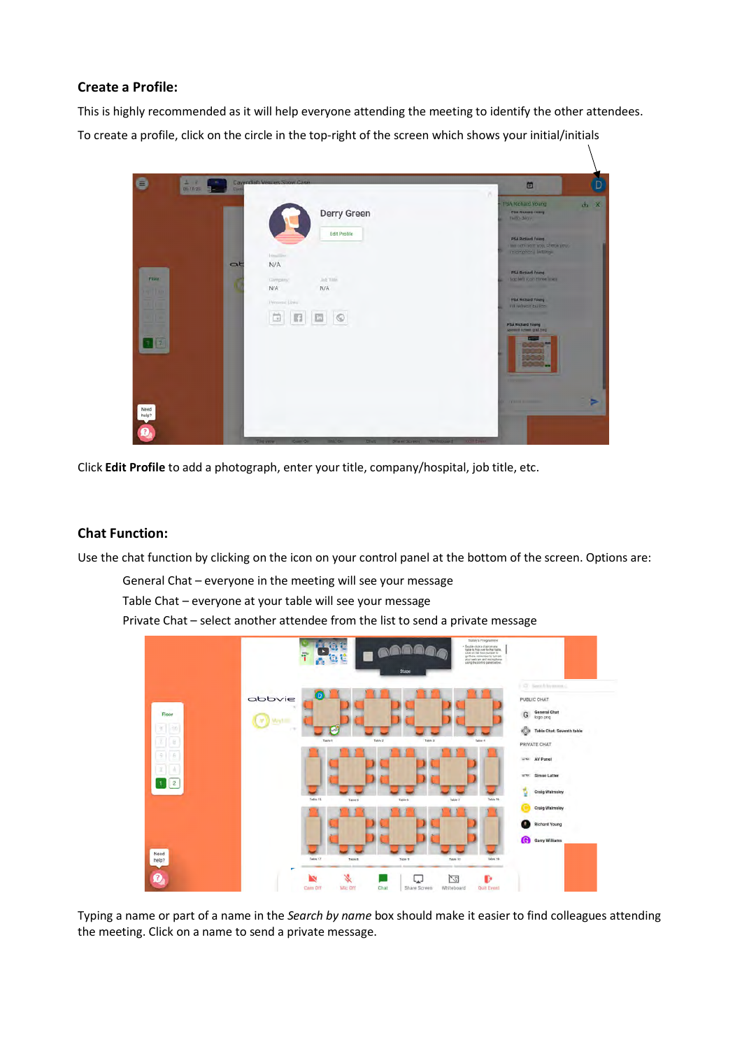## Create a Profile:

This is highly recommended as it will help everyone attending the meeting to identify the other attendees.

To create a profile, click on the circle in the top-right of the screen which shows your initial/initials

Click **Edit Profile** to add a photograph, enter your title, company/hospital, job title, etc.

## Chat Function:

Use the chat function by clicking on the icon on your control panel at the bottom of the screen. Options are:

General Chat – everyone in the meeting will see your message

Table Chat – everyone at your table will see your message

Private Chat – select another attendee from the list to send a private message

Typing a name or part of a name in the *Search by name* box should make it easier to find colleagues attending the meeting. Click on a name to send a private message.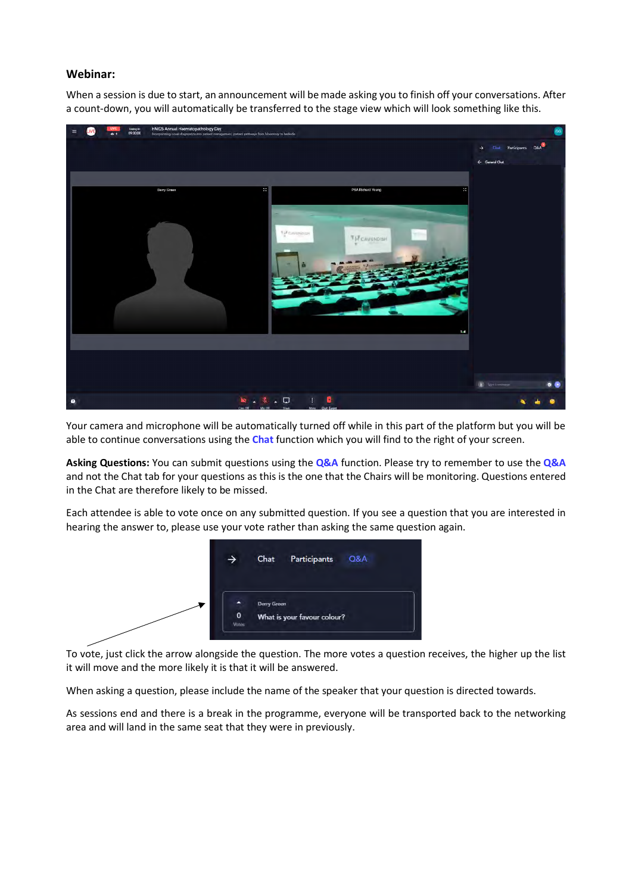**Webinar:**

When a session is due to start, an announcement will be made asking you to finish off your conversations. After a count-down, you will automatically be transferred to the stage view which will look something like this.

Your camera and microphone will be automatically turned off while in this part of the platform but you will be able to continue conversations using the **Chat** function which you will find to the right of your screen.

**Asking Questions:** You can submit questions using the **Q&A** function. Please try to remember to use the **Q&A** and not the Chat tab for your questions as this is the one that the Chairs will be monitoring. Questions entered in the Chat are therefore likely to be missed.

Each attendee is able to vote once on any submitted question. If you see a question that you are interested in hearing the answer to, please use your vote rather than asking the same question again.

To vote, just click the arrow alongside the question. The more votes a question receives, the higher up the list it will move and the more likely it is that it will be answered.

When asking a question, please include the name of the speaker that your question is directed towards.

As sessions end and there is a break in the programme, everyone will be transported back to the networking area and will land in the same seat that they were in previously.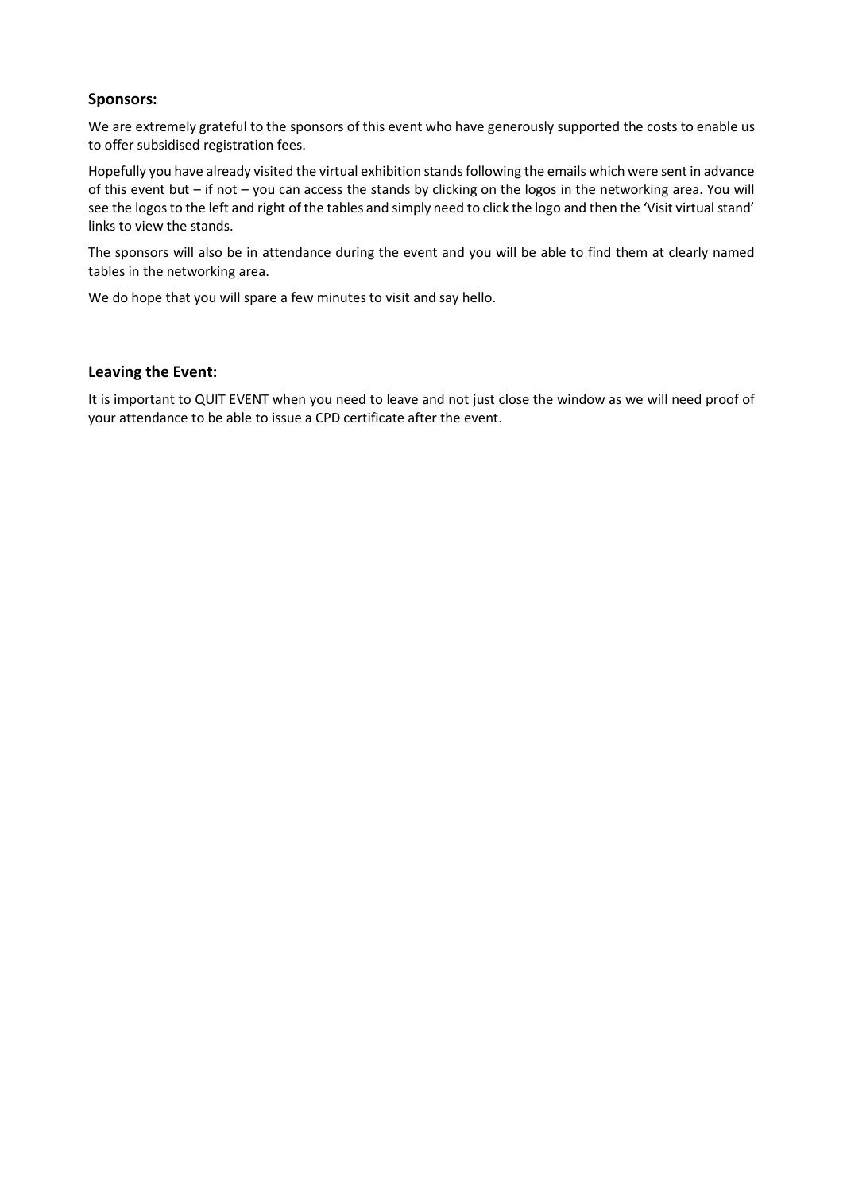## Sponsors:

We are extremely grateful to the sponsors of this event who have generously supported the costs to enable us to offer subsidised registration fees.

Hopefully you have already visited the virtual exhibition stands following the emails which were sent in advance of this event but – if not – you can access the stands by clicking on the logos in the networking area. You will see the logos to the left and right of the tables and simply need to click the logo and then the 'Visit virtual stand' links to view the stands.

The sponsors will also be in attendance during the event and you will be able to find them at clearly named tables in the networking area.

We do hope that you will spare a few minutes to visit and say hello.

## Leaving the Event:

It is important to QUIT EVENT when you need to leave and not just close the window as we will need proof of your attendance to be able to issue a CPD certificate after the event.